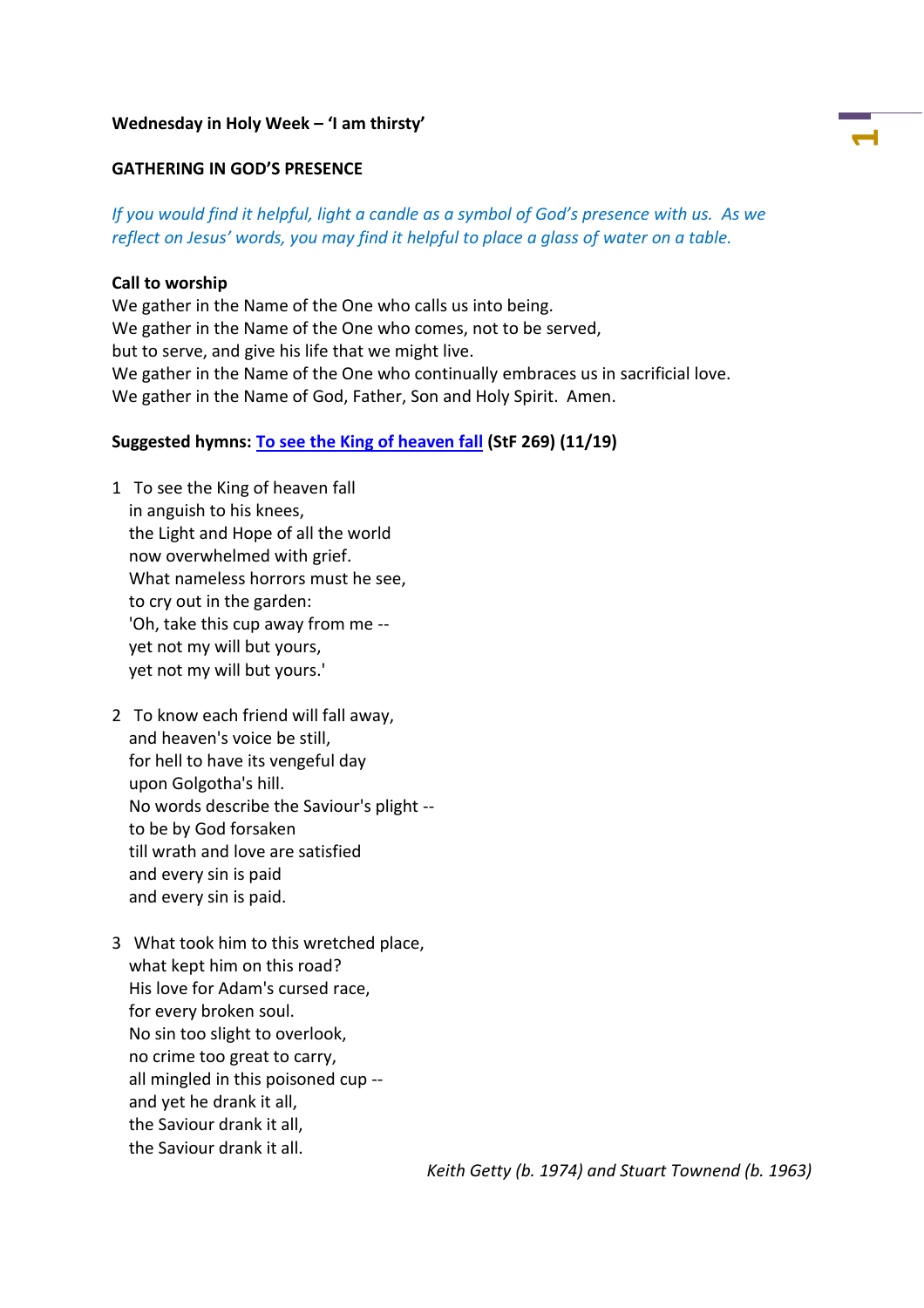**Wednesday in Holy Week – 'I am thirsty'**

**GATHERING IN GOD'S PRESENCE**

*If you would find it helpful, light a candle as a symbol of God's presence with us. As we reflect on Jesus' words, you may find it helpful to place a glass of water on a table.*

**Call to worship**

We gather in the Name of the One who calls us into being.
We gather in the Name of the One who comes, not to be served,
but to serve, and give his life that we might live.
We gather in the Name of the One who continually embraces us in sacrificial love.
We gather in the Name of God, Father, Son and Holy Spirit. Amen.

**Suggested hymns: To see the King of heaven fall (StF 269) (11/19)**

1 To see the King of heaven fall
in anguish to his knees,
the Light and Hope of all the world
now overwhelmed with grief.
What nameless horrors must he see,
to cry out in the garden:
'Oh, take this cup away from me --
yet not my will but yours,
yet not my will but yours.'

2 To know each friend will fall away,
and heaven's voice be still,
for hell to have its vengeful day
upon Golgotha's hill.
No words describe the Saviour's plight --
to be by God forsaken
till wrath and love are satisfied
and every sin is paid
and every sin is paid.

3 What took him to this wretched place,
what kept him on this road?
His love for Adam's cursed race,
for every broken soul.
No sin too slight to overlook,
no crime too great to carry,
all mingled in this poisoned cup --
and yet he drank it all,
the Saviour drank it all,
the Saviour drank it all.

*Keith Getty (b. 1974) and Stuart Townend (b. 1963)*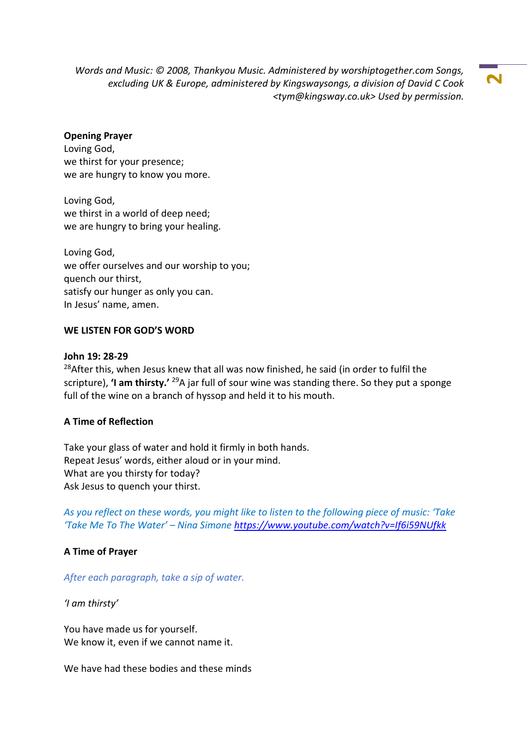*Words and Music: © 2008, Thankyou Music. Administered by worshiptogether.com Songs, excluding UK & Europe, administered by Kingswaysongs, a division of David C Cook <tym@kingsway.co.uk> Used by permission.*

**Opening Prayer**
Loving God,
we thirst for your presence;
we are hungry to know you more.

Loving God,
we thirst in a world of deep need;
we are hungry to bring your healing.

Loving God,
we offer ourselves and our worship to you;
quench our thirst,
satisfy our hunger as only you can.
In Jesus' name, amen.

**WE LISTEN FOR GOD'S WORD**

**John 19: 28-29**
28 After this, when Jesus knew that all was now finished, he said (in order to fulfil the scripture), **'I am thirsty.'** 29 A jar full of sour wine was standing there. So they put a sponge full of the wine on a branch of hyssop and held it to his mouth.

**A Time of Reflection**

Take your glass of water and hold it firmly in both hands.
Repeat Jesus' words, either aloud or in your mind.
What are you thirsty for today?
Ask Jesus to quench your thirst.

*As you reflect on these words, you might like to listen to the following piece of music: 'Take 'Take Me To The Water' – Nina Simone https://www.youtube.com/watch?v=If6i59NUfkk*

**A Time of Prayer**

*After each paragraph, take a sip of water.*

*'I am thirsty'*

You have made us for yourself.
We know it, even if we cannot name it.

We have had these bodies and these minds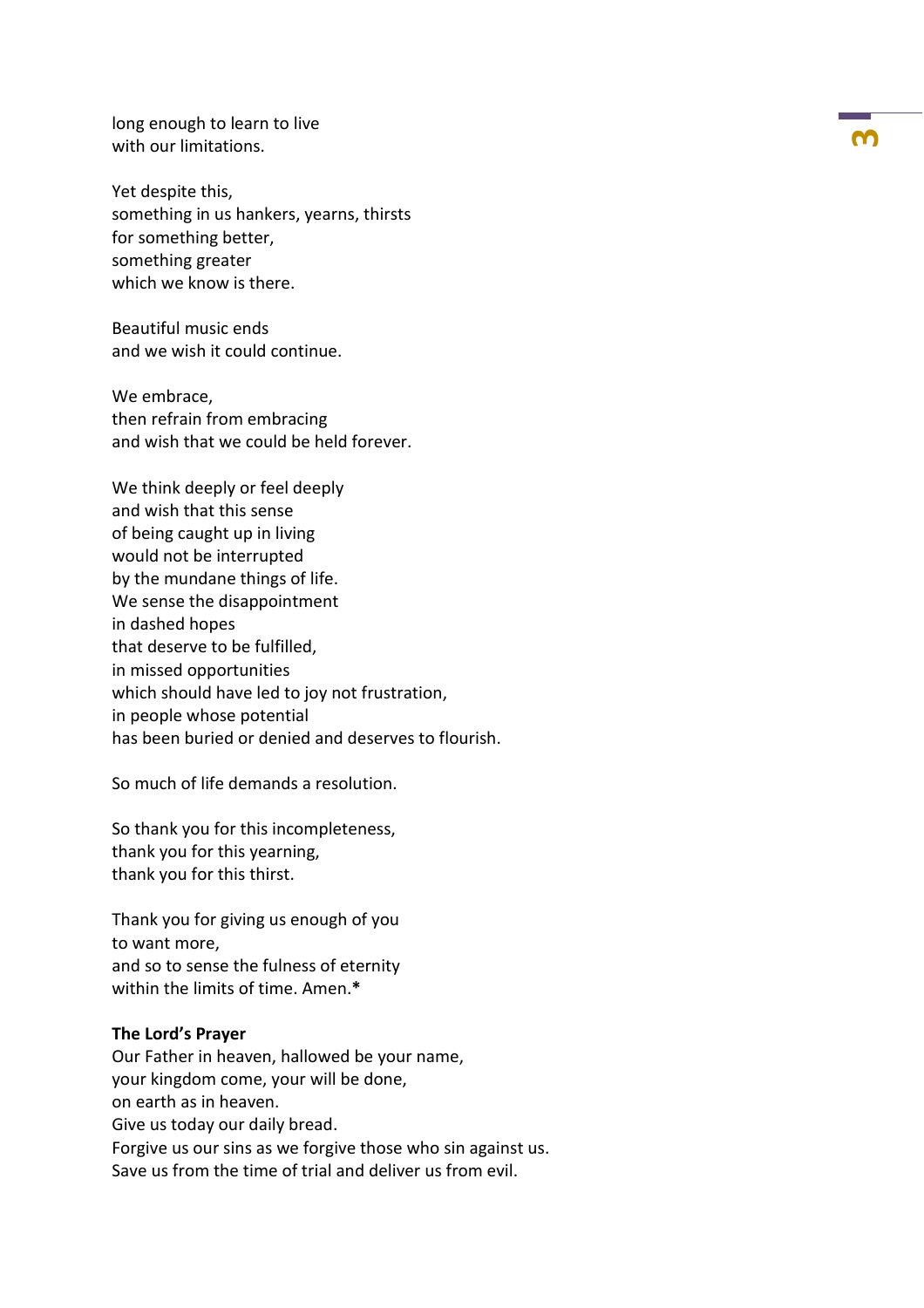long enough to learn to live  
with our limitations.

Yet despite this,  
something in us hankers, yearns, thirsts  
for something better,  
something greater  
which we know is there.

Beautiful music ends  
and we wish it could continue.

We embrace,  
then refrain from embracing  
and wish that we could be held forever.

We think deeply or feel deeply  
and wish that this sense  
of being caught up in living  
would not be interrupted  
by the mundane things of life.  
We sense the disappointment  
in dashed hopes  
that deserve to be fulfilled,  
in missed opportunities  
which should have led to joy not frustration,  
in people whose potential  
has been buried or denied and deserves to flourish.

So much of life demands a resolution.

So thank you for this incompleteness,  
thank you for this yearning,  
thank you for this thirst.

Thank you for giving us enough of you  
to want more,  
and so to sense the fulness of eternity  
within the limits of time. Amen.**\***

**The Lord's Prayer**  
Our Father in heaven, hallowed be your name,  
your kingdom come, your will be done,  
on earth as in heaven.  
Give us today our daily bread.  
Forgive us our sins as we forgive those who sin against us.  
Save us from the time of trial and deliver us from evil.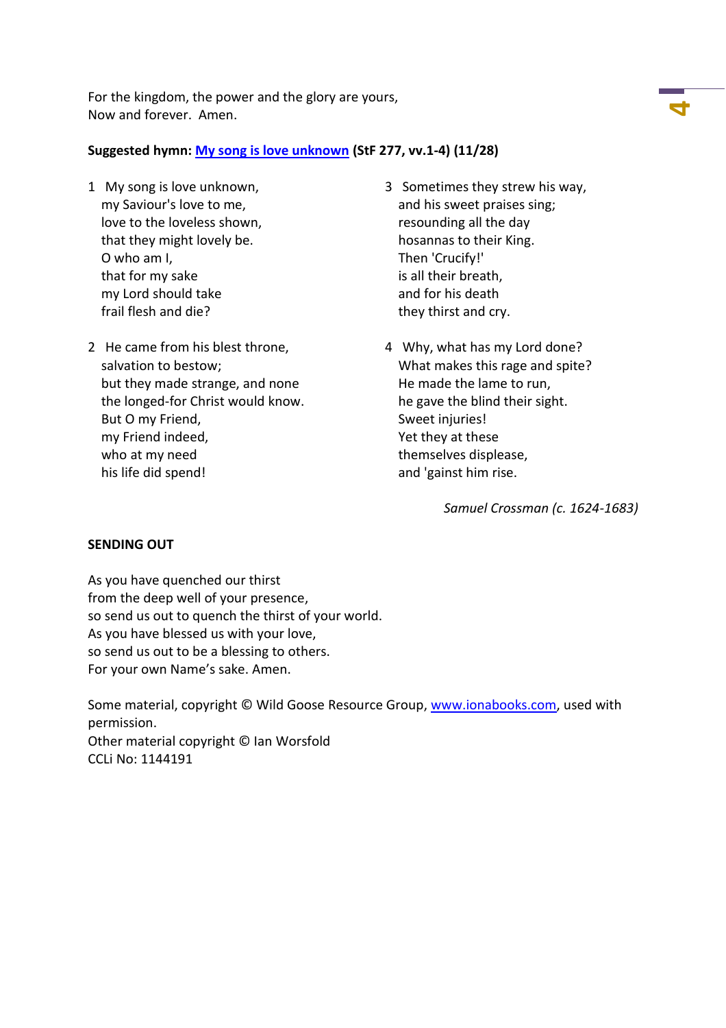For the kingdom, the power and the glory are yours,
Now and forever.  Amen.

**Suggested hymn: [My song is love unknown]() (StF 277, vv.1-4) (11/28)**

1  My song is love unknown,
my Saviour's love to me,
love to the loveless shown,
that they might lovely be.
O who am I,
that for my sake
my Lord should take
frail flesh and die?

2  He came from his blest throne,
salvation to bestow;
but they made strange, and none
the longed-for Christ would know.
But O my Friend,
my Friend indeed,
who at my need
his life did spend!

3  Sometimes they strew his way,
and his sweet praises sing;
resounding all the day
hosannas to their King.
Then 'Crucify!'
is all their breath,
and for his death
they thirst and cry.

4  Why, what has my Lord done?
What makes this rage and spite?
He made the lame to run,
he gave the blind their sight.
Sweet injuries!
Yet they at these
themselves displease,
and 'gainst him rise.

*Samuel Crossman (c. 1624-1683)*

**SENDING OUT**

As you have quenched our thirst
from the deep well of your presence,
so send us out to quench the thirst of your world.
As you have blessed us with your love,
so send us out to be a blessing to others.
For your own Name's sake. Amen.

Some material, copyright © Wild Goose Resource Group, [www.ionabooks.com](http://www.ionabooks.com), used with permission.
Other material copyright © Ian Worsfold
CCLi No: 1144191